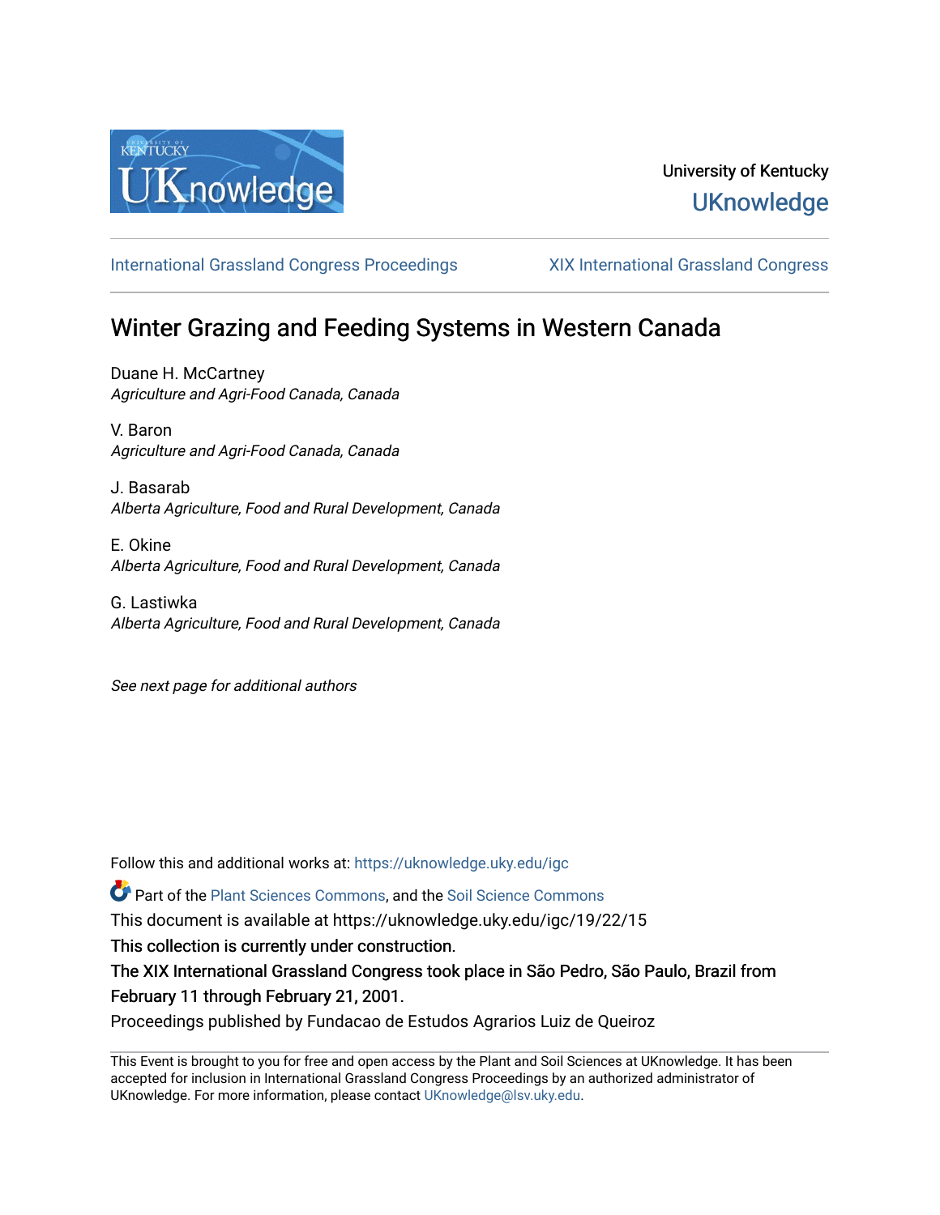University of Kentucky

UKnowledge

International Grassland Congress Proceedings

XIX International Grassland Congress

# Winter Grazing and Feeding Systems in Western Canada

Duane H. McCartney
*Agriculture and Agri-Food Canada, Canada*

V. Baron
*Agriculture and Agri-Food Canada, Canada*

J. Basarab
*Alberta Agriculture, Food and Rural Development, Canada*

E. Okine
*Alberta Agriculture, Food and Rural Development, Canada*

G. Lastiwka
*Alberta Agriculture, Food and Rural Development, Canada*

*See next page for additional authors*

Follow this and additional works at: https://uknowledge.uky.edu/igc

Part of the Plant Sciences Commons, and the Soil Science Commons

This document is available at https://uknowledge.uky.edu/igc/19/22/15

This collection is currently under construction.

The XIX International Grassland Congress took place in São Pedro, São Paulo, Brazil from February 11 through February 21, 2001.

Proceedings published by Fundacao de Estudos Agrarios Luiz de Queiroz

This Event is brought to you for free and open access by the Plant and Soil Sciences at UKnowledge. It has been accepted for inclusion in International Grassland Congress Proceedings by an authorized administrator of UKnowledge. For more information, please contact UKnowledge@lsv.uky.edu.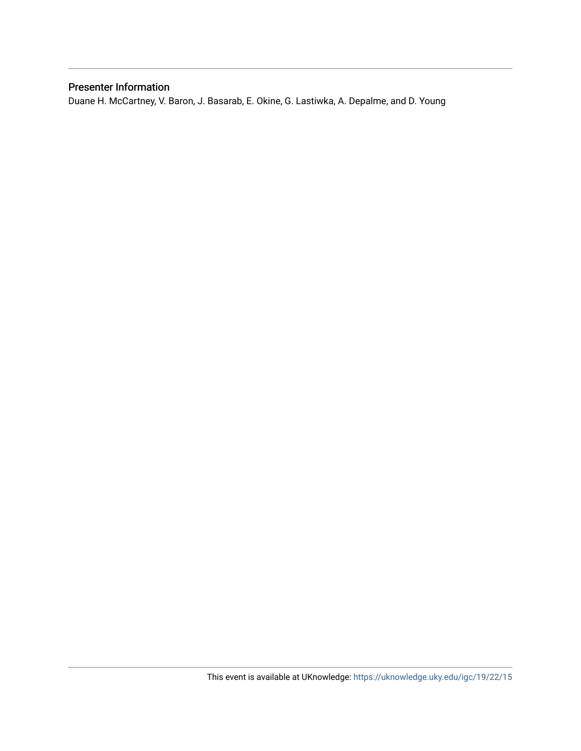## Presenter Information

Duane H. McCartney, V. Baron, J. Basarab, E. Okine, G. Lastiwka, A. Depalme, and D. Young

This event is available at UKnowledge: https://uknowledge.uky.edu/igc/19/22/15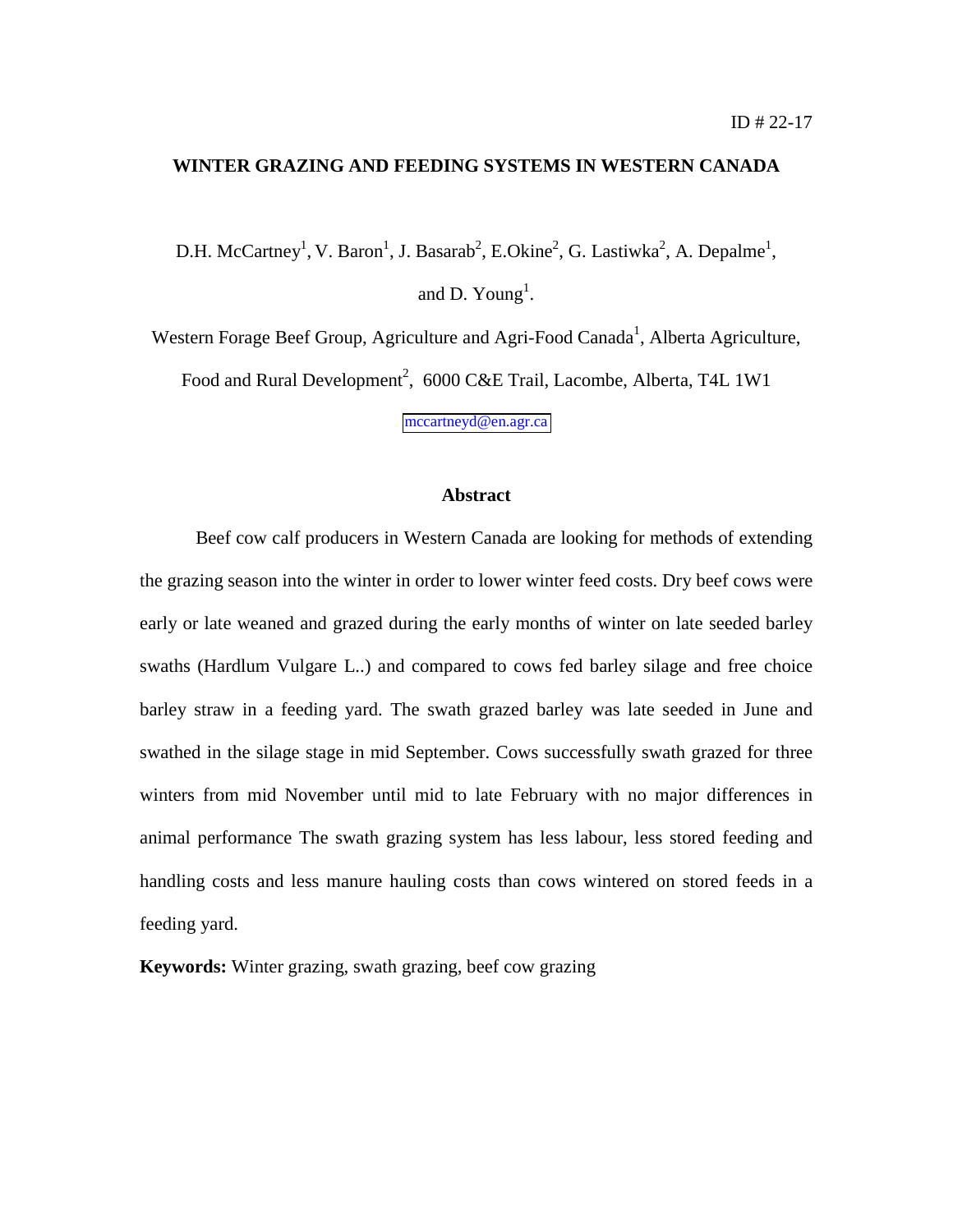ID # 22-17

# WINTER GRAZING AND FEEDING SYSTEMS IN WESTERN CANADA

D.H. McCartney[1], V. Baron[1], J. Basarab[2], E.Okine[2], G. Lastiwka[2], A. Depalme[1], and D. Young[1].

Western Forage Beef Group, Agriculture and Agri-Food Canada[1], Alberta Agriculture, Food and Rural Development[2], 6000 C&E Trail, Lacombe, Alberta, T4L 1W1

mccartneyd@en.agr.ca

## Abstract

Beef cow calf producers in Western Canada are looking for methods of extending the grazing season into the winter in order to lower winter feed costs. Dry beef cows were early or late weaned and grazed during the early months of winter on late seeded barley swaths (Hardlum Vulgare L..) and compared to cows fed barley silage and free choice barley straw in a feeding yard. The swath grazed barley was late seeded in June and swathed in the silage stage in mid September. Cows successfully swath grazed for three winters from mid November until mid to late February with no major differences in animal performance The swath grazing system has less labour, less stored feeding and handling costs and less manure hauling costs than cows wintered on stored feeds in a feeding yard.

**Keywords:** Winter grazing, swath grazing, beef cow grazing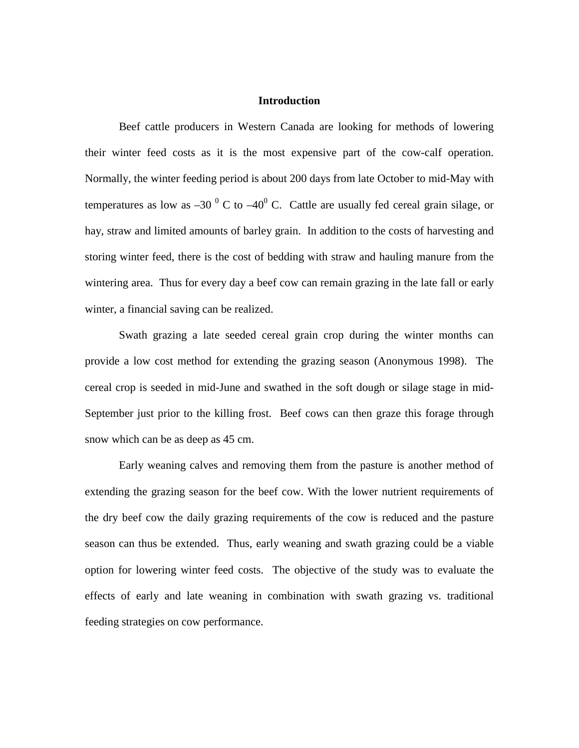## Introduction

Beef cattle producers in Western Canada are looking for methods of lowering their winter feed costs as it is the most expensive part of the cow-calf operation. Normally, the winter feeding period is about 200 days from late October to mid-May with temperatures as low as $-30\ ^{0}$ C to $-40^{0}$ C. Cattle are usually fed cereal grain silage, or hay, straw and limited amounts of barley grain. In addition to the costs of harvesting and storing winter feed, there is the cost of bedding with straw and hauling manure from the wintering area. Thus for every day a beef cow can remain grazing in the late fall or early winter, a financial saving can be realized.

Swath grazing a late seeded cereal grain crop during the winter months can provide a low cost method for extending the grazing season (Anonymous 1998). The cereal crop is seeded in mid-June and swathed in the soft dough or silage stage in mid-September just prior to the killing frost. Beef cows can then graze this forage through snow which can be as deep as 45 cm.

Early weaning calves and removing them from the pasture is another method of extending the grazing season for the beef cow. With the lower nutrient requirements of the dry beef cow the daily grazing requirements of the cow is reduced and the pasture season can thus be extended. Thus, early weaning and swath grazing could be a viable option for lowering winter feed costs. The objective of the study was to evaluate the effects of early and late weaning in combination with swath grazing vs. traditional feeding strategies on cow performance.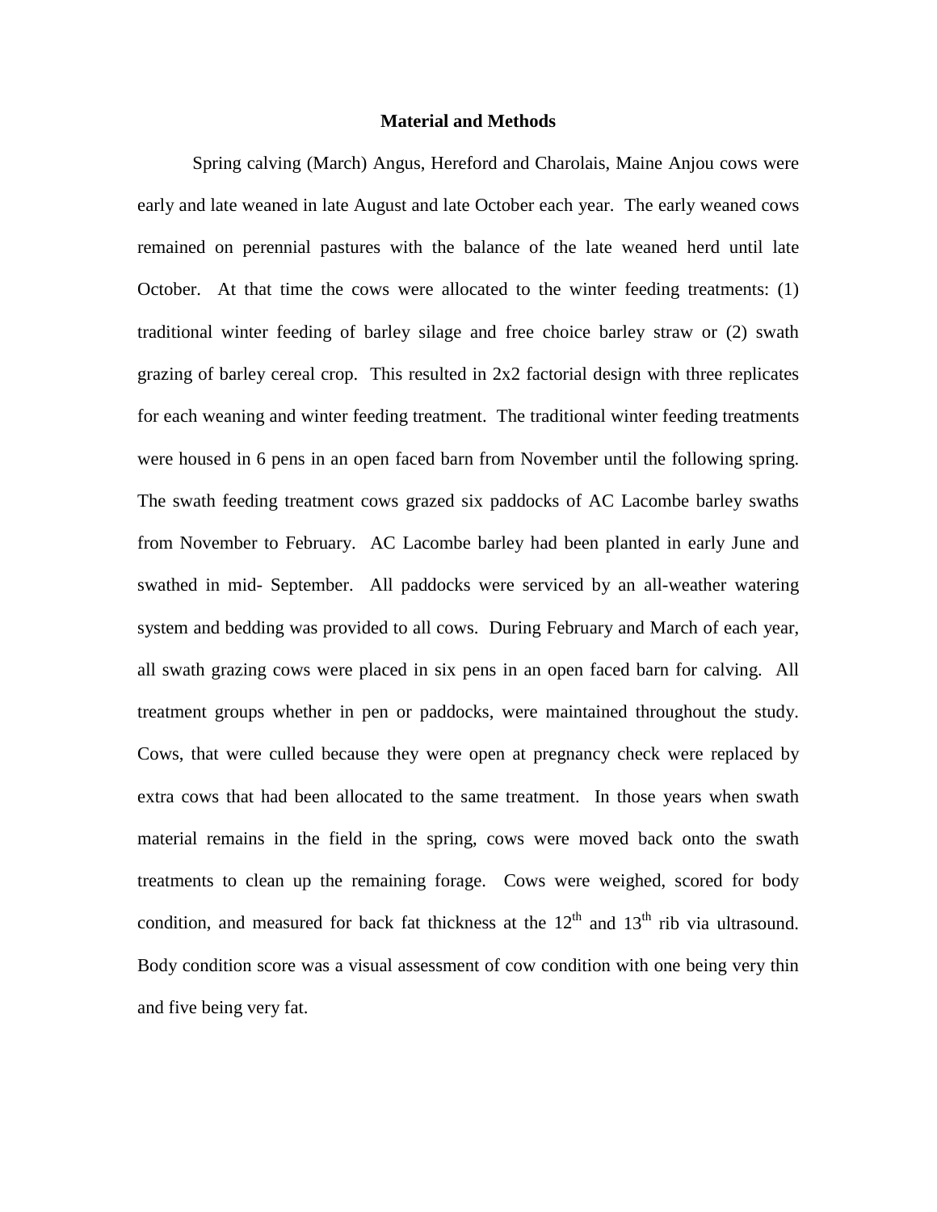## Material and Methods

Spring calving (March) Angus, Hereford and Charolais, Maine Anjou cows were early and late weaned in late August and late October each year. The early weaned cows remained on perennial pastures with the balance of the late weaned herd until late October. At that time the cows were allocated to the winter feeding treatments: (1) traditional winter feeding of barley silage and free choice barley straw or (2) swath grazing of barley cereal crop. This resulted in 2x2 factorial design with three replicates for each weaning and winter feeding treatment. The traditional winter feeding treatments were housed in 6 pens in an open faced barn from November until the following spring. The swath feeding treatment cows grazed six paddocks of AC Lacombe barley swaths from November to February. AC Lacombe barley had been planted in early June and swathed in mid- September. All paddocks were serviced by an all-weather watering system and bedding was provided to all cows. During February and March of each year, all swath grazing cows were placed in six pens in an open faced barn for calving. All treatment groups whether in pen or paddocks, were maintained throughout the study. Cows, that were culled because they were open at pregnancy check were replaced by extra cows that had been allocated to the same treatment. In those years when swath material remains in the field in the spring, cows were moved back onto the swath treatments to clean up the remaining forage. Cows were weighed, scored for body condition, and measured for back fat thickness at the $12^{th}$ and $13^{th}$ rib via ultrasound. Body condition score was a visual assessment of cow condition with one being very thin and five being very fat.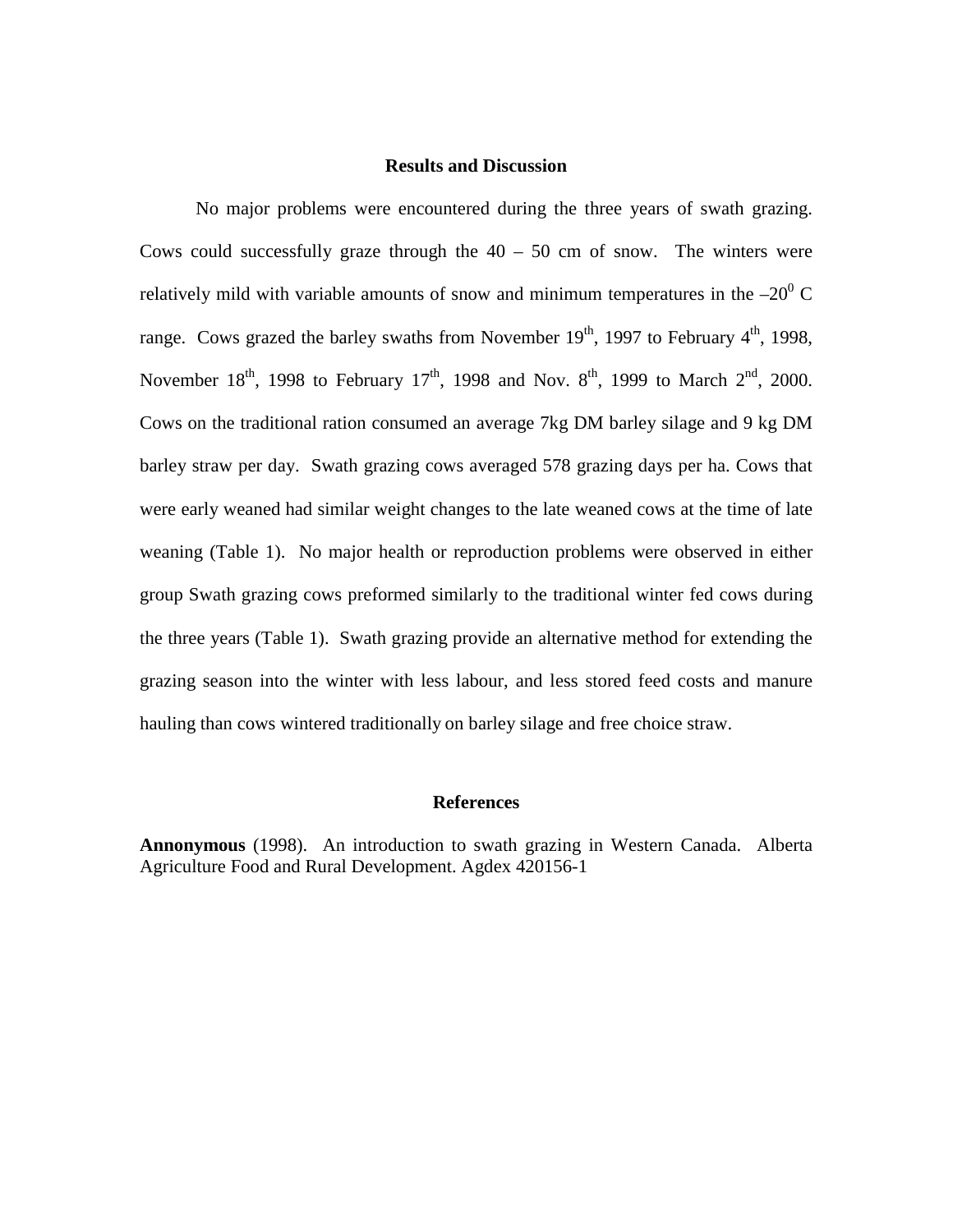## Results and Discussion

No major problems were encountered during the three years of swath grazing. Cows could successfully graze through the 40 – 50 cm of snow. The winters were relatively mild with variable amounts of snow and minimum temperatures in the –$20^0$ C range. Cows grazed the barley swaths from November $19^{th}$, 1997 to February $4^{th}$, 1998, November $18^{th}$, 1998 to February $17^{th}$, 1998 and Nov. $8^{th}$, 1999 to March $2^{nd}$, 2000. Cows on the traditional ration consumed an average 7kg DM barley silage and 9 kg DM barley straw per day. Swath grazing cows averaged 578 grazing days per ha. Cows that were early weaned had similar weight changes to the late weaned cows at the time of late weaning (Table 1). No major health or reproduction problems were observed in either group Swath grazing cows preformed similarly to the traditional winter fed cows during the three years (Table 1). Swath grazing provide an alternative method for extending the grazing season into the winter with less labour, and less stored feed costs and manure hauling than cows wintered traditionally on barley silage and free choice straw.

## References

**Annonymous** (1998). An introduction to swath grazing in Western Canada. Alberta Agriculture Food and Rural Development. Agdex 420156-1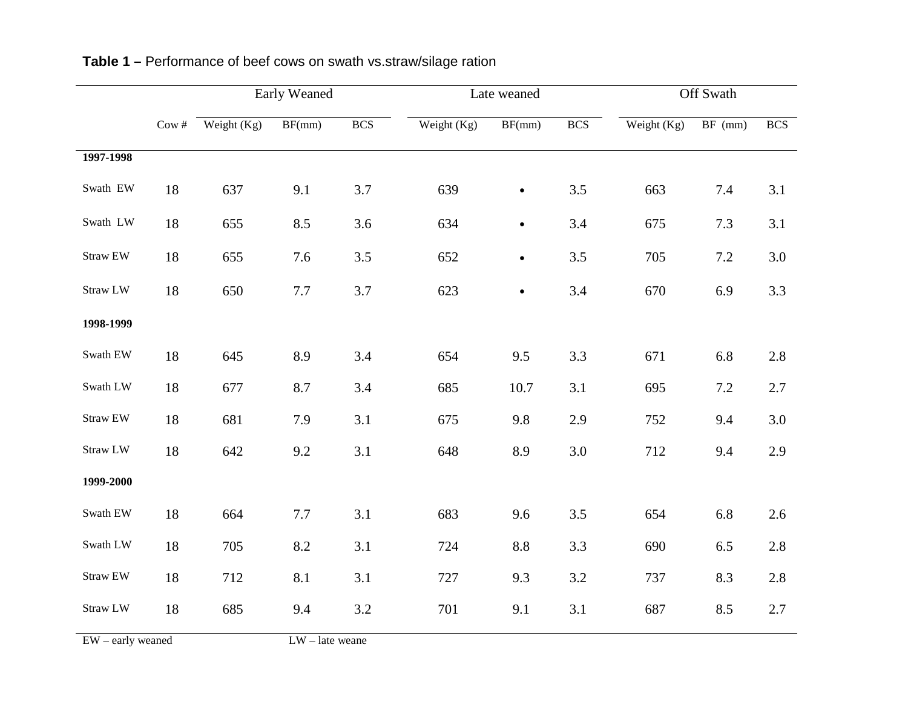**Table 1 –** Performance of beef cows on swath vs.straw/silage ration

| | | Early Weaned | | | Late weaned | | | Off Swath | | |
|---|---|---|---|---|---|---|---|---|---|---|
| | Cow # | Weight (Kg) | BF(mm) | BCS | Weight (Kg) | BF(mm) | BCS | Weight (Kg) | BF (mm) | BCS |
| **1997-1998** | | | | | | | | | | |
| Swath EW | 18 | 637 | 9.1 | 3.7 | 639 | • | 3.5 | 663 | 7.4 | 3.1 |
| Swath LW | 18 | 655 | 8.5 | 3.6 | 634 | • | 3.4 | 675 | 7.3 | 3.1 |
| Straw EW | 18 | 655 | 7.6 | 3.5 | 652 | • | 3.5 | 705 | 7.2 | 3.0 |
| Straw LW | 18 | 650 | 7.7 | 3.7 | 623 | • | 3.4 | 670 | 6.9 | 3.3 |
| **1998-1999** | | | | | | | | | | |
| Swath EW | 18 | 645 | 8.9 | 3.4 | 654 | 9.5 | 3.3 | 671 | 6.8 | 2.8 |
| Swath LW | 18 | 677 | 8.7 | 3.4 | 685 | 10.7 | 3.1 | 695 | 7.2 | 2.7 |
| Straw EW | 18 | 681 | 7.9 | 3.1 | 675 | 9.8 | 2.9 | 752 | 9.4 | 3.0 |
| Straw LW | 18 | 642 | 9.2 | 3.1 | 648 | 8.9 | 3.0 | 712 | 9.4 | 2.9 |
| **1999-2000** | | | | | | | | | | |
| Swath EW | 18 | 664 | 7.7 | 3.1 | 683 | 9.6 | 3.5 | 654 | 6.8 | 2.6 |
| Swath LW | 18 | 705 | 8.2 | 3.1 | 724 | 8.8 | 3.3 | 690 | 6.5 | 2.8 |
| Straw EW | 18 | 712 | 8.1 | 3.1 | 727 | 9.3 | 3.2 | 737 | 8.3 | 2.8 |
| Straw LW | 18 | 685 | 9.4 | 3.2 | 701 | 9.1 | 3.1 | 687 | 8.5 | 2.7 |

EW – early weaned LW – late weane